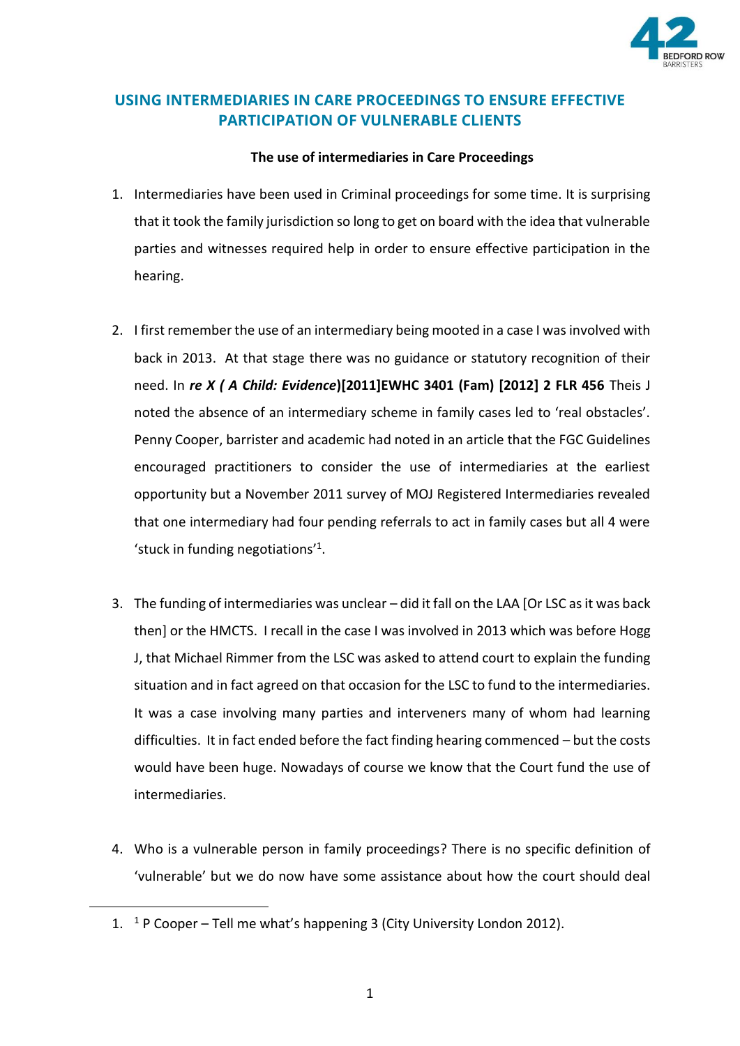# USING INTERMEDIARIES IN CARE PROCEEDINGS TO ENSURE EFFECTIVE PARTICIPATION OF VULNERABLE CLIENTS

**The use of intermediaries in Care Proceedings**

1. Intermediaries have been used in Criminal proceedings for some time. It is surprising that it took the family jurisdiction so long to get on board with the idea that vulnerable parties and witnesses required help in order to ensure effective participation in the hearing.

2. I first remember the use of an intermediary being mooted in a case I was involved with back in 2013. At that stage there was no guidance or statutory recognition of their need. In ***re X ( A Child: Evidence*)[2011]EWHC 3401 (Fam) [2012] 2 FLR 456** Theis J noted the absence of an intermediary scheme in family cases led to 'real obstacles'. Penny Cooper, barrister and academic had noted in an article that the FGC Guidelines encouraged practitioners to consider the use of intermediaries at the earliest opportunity but a November 2011 survey of MOJ Registered Intermediaries revealed that one intermediary had four pending referrals to act in family cases but all 4 were 'stuck in funding negotiations'[1].

3. The funding of intermediaries was unclear – did it fall on the LAA [Or LSC as it was back then] or the HMCTS. I recall in the case I was involved in 2013 which was before Hogg J, that Michael Rimmer from the LSC was asked to attend court to explain the funding situation and in fact agreed on that occasion for the LSC to fund to the intermediaries. It was a case involving many parties and interveners many of whom had learning difficulties. It in fact ended before the fact finding hearing commenced – but the costs would have been huge. Nowadays of course we know that the Court fund the use of intermediaries.

4. Who is a vulnerable person in family proceedings? There is no specific definition of 'vulnerable' but we do now have some assistance about how the court should deal

---

[1] P Cooper – Tell me what's happening 3 (City University London 2012).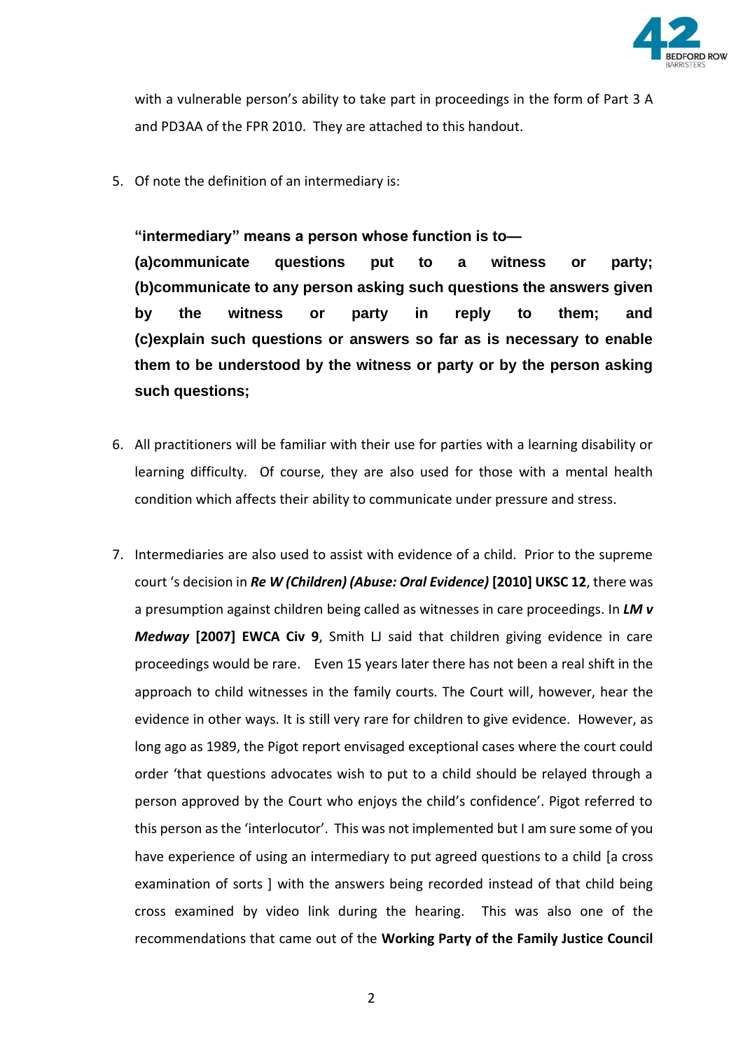with a vulnerable person's ability to take part in proceedings in the form of Part 3 A and PD3AA of the FPR 2010. They are attached to this handout.

5. Of note the definition of an intermediary is:

   **"intermediary" means a person whose function is to—**
   **(a)communicate questions put to a witness or party;**
   **(b)communicate to any person asking such questions the answers given by the witness or party in reply to them; and**
   **(c)explain such questions or answers so far as is necessary to enable them to be understood by the witness or party or by the person asking such questions;**

6. All practitioners will be familiar with their use for parties with a learning disability or learning difficulty. Of course, they are also used for those with a mental health condition which affects their ability to communicate under pressure and stress.

7. Intermediaries are also used to assist with evidence of a child. Prior to the supreme court 's decision in ***Re W (Children) (Abuse: Oral Evidence)*** **[2010] UKSC 12**, there was a presumption against children being called as witnesses in care proceedings. In ***LM v Medway*** **[2007] EWCA Civ 9**, Smith LJ said that children giving evidence in care proceedings would be rare. Even 15 years later there has not been a real shift in the approach to child witnesses in the family courts. The Court will, however, hear the evidence in other ways. It is still very rare for children to give evidence. However, as long ago as 1989, the Pigot report envisaged exceptional cases where the court could order 'that questions advocates wish to put to a child should be relayed through a person approved by the Court who enjoys the child's confidence'. Pigot referred to this person as the 'interlocutor'. This was not implemented but I am sure some of you have experience of using an intermediary to put agreed questions to a child [a cross examination of sorts ] with the answers being recorded instead of that child being cross examined by video link during the hearing. This was also one of the recommendations that came out of the **Working Party of the Family Justice Council**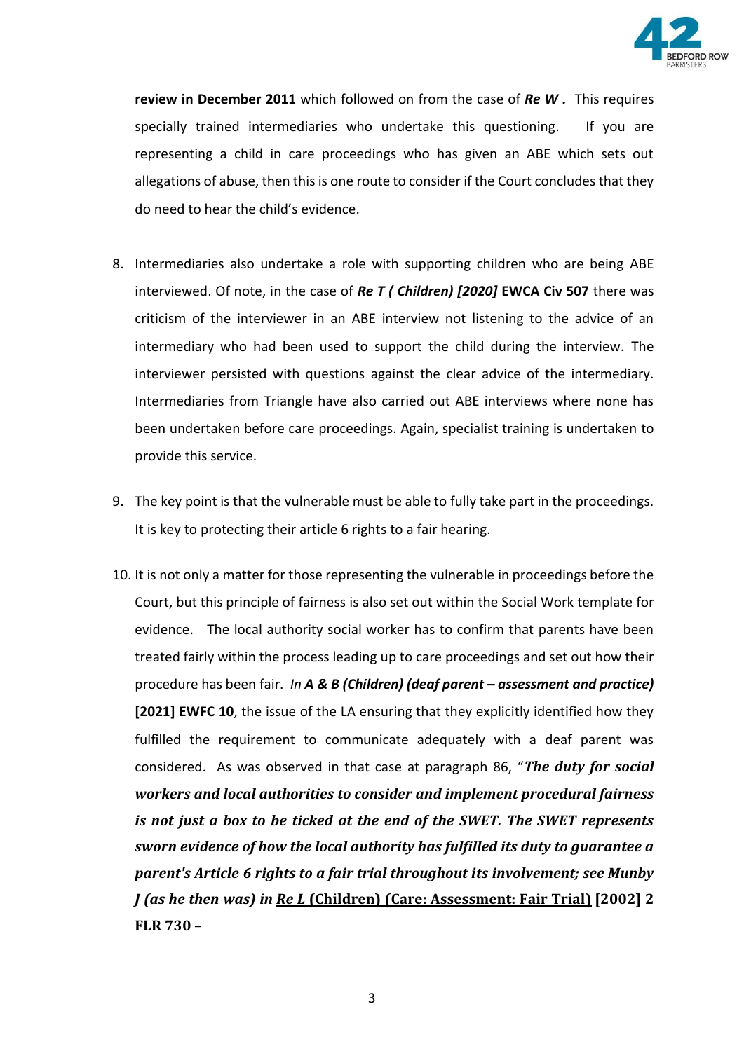**review in December 2011** which followed on from the case of ***Re W .*** This requires specially trained intermediaries who undertake this questioning. If you are representing a child in care proceedings who has given an ABE which sets out allegations of abuse, then this is one route to consider if the Court concludes that they do need to hear the child's evidence.

8. Intermediaries also undertake a role with supporting children who are being ABE interviewed. Of note, in the case of ***Re T ( Children) [2020]*** **EWCA Civ 507** there was criticism of the interviewer in an ABE interview not listening to the advice of an intermediary who had been used to support the child during the interview. The interviewer persisted with questions against the clear advice of the intermediary. Intermediaries from Triangle have also carried out ABE interviews where none has been undertaken before care proceedings. Again, specialist training is undertaken to provide this service.

9. The key point is that the vulnerable must be able to fully take part in the proceedings. It is key to protecting their article 6 rights to a fair hearing.

10. It is not only a matter for those representing the vulnerable in proceedings before the Court, but this principle of fairness is also set out within the Social Work template for evidence. The local authority social worker has to confirm that parents have been treated fairly within the process leading up to care proceedings and set out how their procedure has been fair. *In* ***A & B (Children) (deaf parent – assessment and practice)*** **[2021] EWFC 10**, the issue of the LA ensuring that they explicitly identified how they fulfilled the requirement to communicate adequately with a deaf parent was considered. As was observed in that case at paragraph 86, "***The duty for social workers and local authorities to consider and implement procedural fairness is not just a box to be ticked at the end of the SWET. The SWET represents sworn evidence of how the local authority has fulfilled its duty to guarantee a parent's Article 6 rights to a fair trial throughout its involvement; see Munby J (as he then was) in <u>Re L</u>*** **<u>(Children) (Care: Assessment: Fair Trial)</u> [2002] 2 FLR 730** –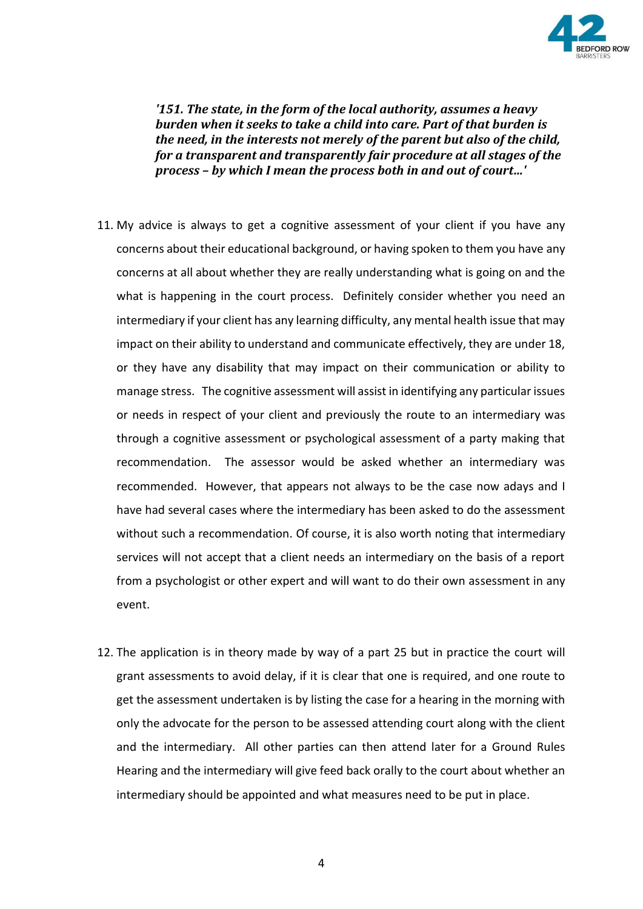> ***'151. The state, in the form of the local authority, assumes a heavy burden when it seeks to take a child into care. Part of that burden is the need, in the interests not merely of the parent but also of the child, for a transparent and transparently fair procedure at all stages of the process – by which I mean the process both in and out of court…'***

11. My advice is always to get a cognitive assessment of your client if you have any concerns about their educational background, or having spoken to them you have any concerns at all about whether they are really understanding what is going on and the what is happening in the court process. Definitely consider whether you need an intermediary if your client has any learning difficulty, any mental health issue that may impact on their ability to understand and communicate effectively, they are under 18, or they have any disability that may impact on their communication or ability to manage stress. The cognitive assessment will assist in identifying any particular issues or needs in respect of your client and previously the route to an intermediary was through a cognitive assessment or psychological assessment of a party making that recommendation. The assessor would be asked whether an intermediary was recommended. However, that appears not always to be the case now adays and I have had several cases where the intermediary has been asked to do the assessment without such a recommendation. Of course, it is also worth noting that intermediary services will not accept that a client needs an intermediary on the basis of a report from a psychologist or other expert and will want to do their own assessment in any event.

12. The application is in theory made by way of a part 25 but in practice the court will grant assessments to avoid delay, if it is clear that one is required, and one route to get the assessment undertaken is by listing the case for a hearing in the morning with only the advocate for the person to be assessed attending court along with the client and the intermediary. All other parties can then attend later for a Ground Rules Hearing and the intermediary will give feed back orally to the court about whether an intermediary should be appointed and what measures need to be put in place.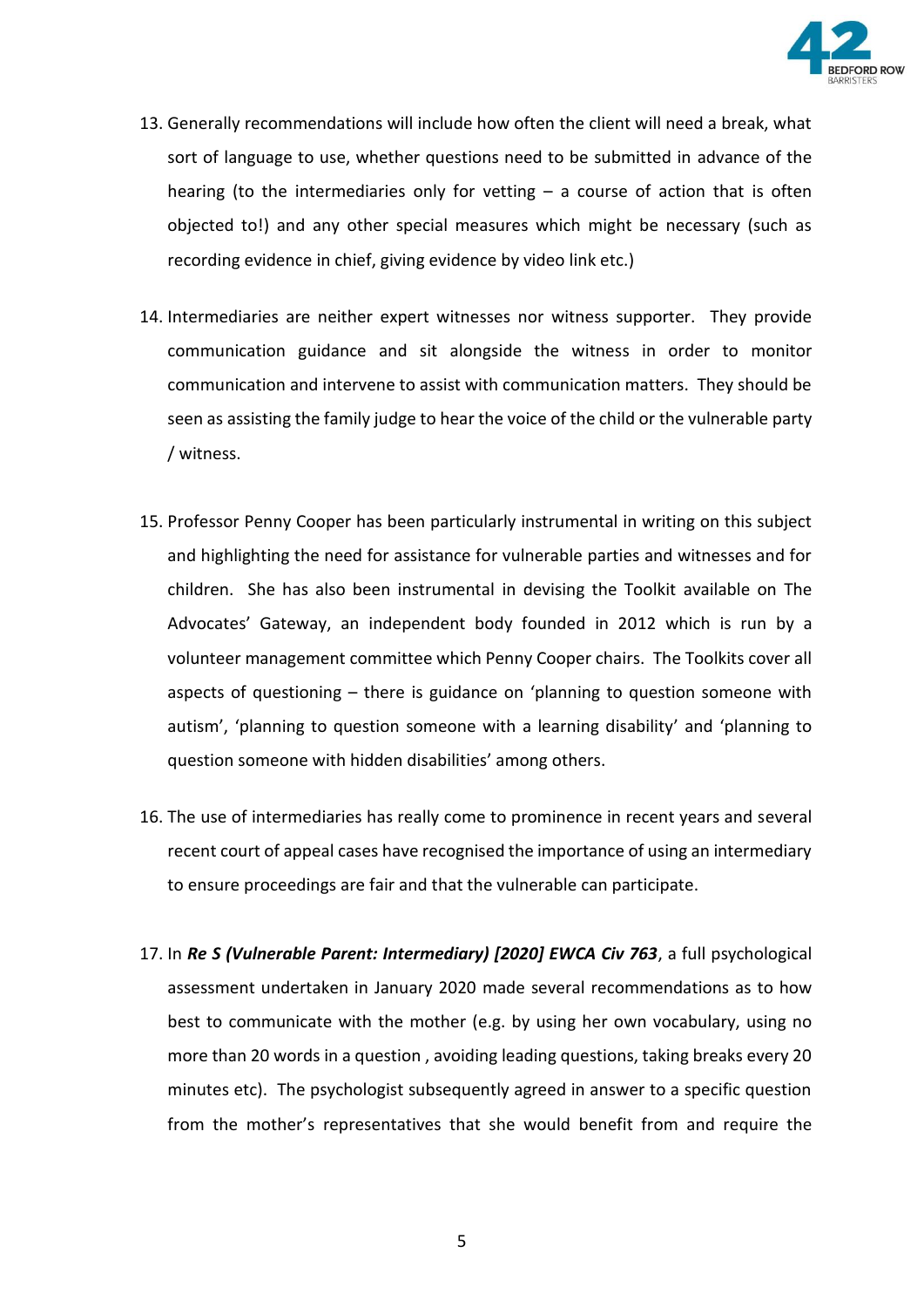13. Generally recommendations will include how often the client will need a break, what sort of language to use, whether questions need to be submitted in advance of the hearing (to the intermediaries only for vetting – a course of action that is often objected to!) and any other special measures which might be necessary (such as recording evidence in chief, giving evidence by video link etc.)

14. Intermediaries are neither expert witnesses nor witness supporter. They provide communication guidance and sit alongside the witness in order to monitor communication and intervene to assist with communication matters. They should be seen as assisting the family judge to hear the voice of the child or the vulnerable party / witness.

15. Professor Penny Cooper has been particularly instrumental in writing on this subject and highlighting the need for assistance for vulnerable parties and witnesses and for children. She has also been instrumental in devising the Toolkit available on The Advocates' Gateway, an independent body founded in 2012 which is run by a volunteer management committee which Penny Cooper chairs. The Toolkits cover all aspects of questioning – there is guidance on 'planning to question someone with autism', 'planning to question someone with a learning disability' and 'planning to question someone with hidden disabilities' among others.

16. The use of intermediaries has really come to prominence in recent years and several recent court of appeal cases have recognised the importance of using an intermediary to ensure proceedings are fair and that the vulnerable can participate.

17. In ***Re S (Vulnerable Parent: Intermediary) [2020] EWCA Civ 763***, a full psychological assessment undertaken in January 2020 made several recommendations as to how best to communicate with the mother (e.g. by using her own vocabulary, using no more than 20 words in a question , avoiding leading questions, taking breaks every 20 minutes etc). The psychologist subsequently agreed in answer to a specific question from the mother's representatives that she would benefit from and require the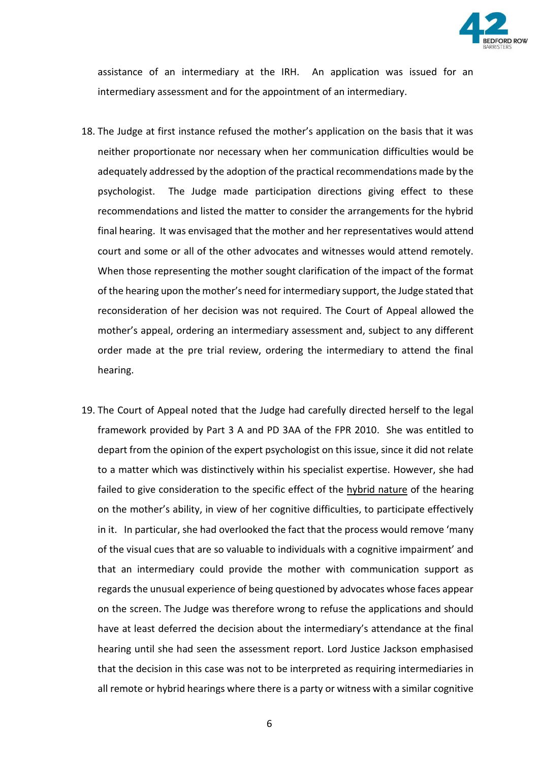assistance of an intermediary at the IRH. An application was issued for an intermediary assessment and for the appointment of an intermediary.

18. The Judge at first instance refused the mother's application on the basis that it was neither proportionate nor necessary when her communication difficulties would be adequately addressed by the adoption of the practical recommendations made by the psychologist. The Judge made participation directions giving effect to these recommendations and listed the matter to consider the arrangements for the hybrid final hearing. It was envisaged that the mother and her representatives would attend court and some or all of the other advocates and witnesses would attend remotely. When those representing the mother sought clarification of the impact of the format of the hearing upon the mother's need for intermediary support, the Judge stated that reconsideration of her decision was not required. The Court of Appeal allowed the mother's appeal, ordering an intermediary assessment and, subject to any different order made at the pre trial review, ordering the intermediary to attend the final hearing.

19. The Court of Appeal noted that the Judge had carefully directed herself to the legal framework provided by Part 3 A and PD 3AA of the FPR 2010. She was entitled to depart from the opinion of the expert psychologist on this issue, since it did not relate to a matter which was distinctively within his specialist expertise. However, she had failed to give consideration to the specific effect of the <u>hybrid nature</u> of the hearing on the mother's ability, in view of her cognitive difficulties, to participate effectively in it. In particular, she had overlooked the fact that the process would remove 'many of the visual cues that are so valuable to individuals with a cognitive impairment' and that an intermediary could provide the mother with communication support as regards the unusual experience of being questioned by advocates whose faces appear on the screen. The Judge was therefore wrong to refuse the applications and should have at least deferred the decision about the intermediary's attendance at the final hearing until she had seen the assessment report. Lord Justice Jackson emphasised that the decision in this case was not to be interpreted as requiring intermediaries in all remote or hybrid hearings where there is a party or witness with a similar cognitive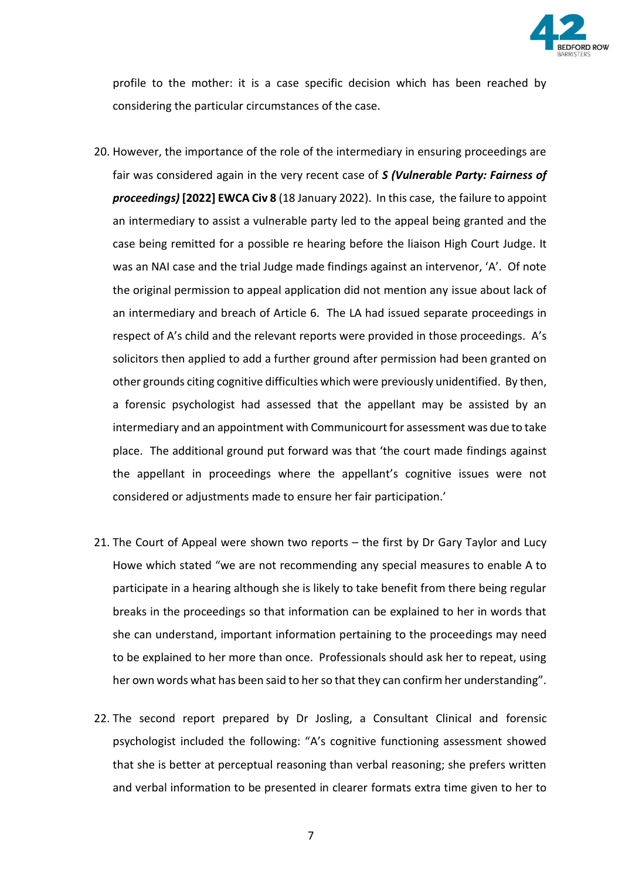profile to the mother: it is a case specific decision which has been reached by considering the particular circumstances of the case.

20. However, the importance of the role of the intermediary in ensuring proceedings are fair was considered again in the very recent case of ***S (Vulnerable Party: Fairness of proceedings)*** **[2022] EWCA Civ 8** (18 January 2022). In this case, the failure to appoint an intermediary to assist a vulnerable party led to the appeal being granted and the case being remitted for a possible re hearing before the liaison High Court Judge. It was an NAI case and the trial Judge made findings against an intervenor, 'A'. Of note the original permission to appeal application did not mention any issue about lack of an intermediary and breach of Article 6. The LA had issued separate proceedings in respect of A's child and the relevant reports were provided in those proceedings. A's solicitors then applied to add a further ground after permission had been granted on other grounds citing cognitive difficulties which were previously unidentified. By then, a forensic psychologist had assessed that the appellant may be assisted by an intermediary and an appointment with Communicourt for assessment was due to take place. The additional ground put forward was that 'the court made findings against the appellant in proceedings where the appellant's cognitive issues were not considered or adjustments made to ensure her fair participation.'

21. The Court of Appeal were shown two reports – the first by Dr Gary Taylor and Lucy Howe which stated "we are not recommending any special measures to enable A to participate in a hearing although she is likely to take benefit from there being regular breaks in the proceedings so that information can be explained to her in words that she can understand, important information pertaining to the proceedings may need to be explained to her more than once. Professionals should ask her to repeat, using her own words what has been said to her so that they can confirm her understanding".

22. The second report prepared by Dr Josling, a Consultant Clinical and forensic psychologist included the following: "A's cognitive functioning assessment showed that she is better at perceptual reasoning than verbal reasoning; she prefers written and verbal information to be presented in clearer formats extra time given to her to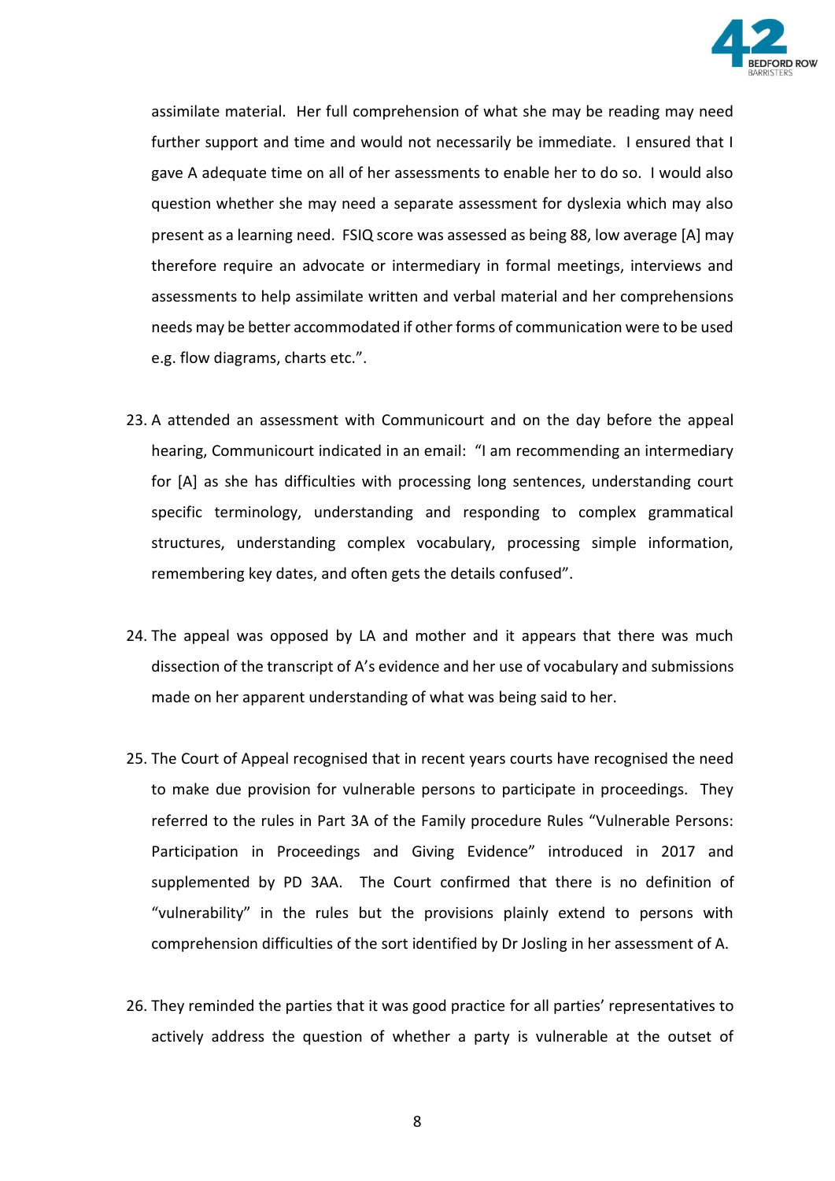assimilate material. Her full comprehension of what she may be reading may need further support and time and would not necessarily be immediate. I ensured that I gave A adequate time on all of her assessments to enable her to do so. I would also question whether she may need a separate assessment for dyslexia which may also present as a learning need. FSIQ score was assessed as being 88, low average [A] may therefore require an advocate or intermediary in formal meetings, interviews and assessments to help assimilate written and verbal material and her comprehensions needs may be better accommodated if other forms of communication were to be used e.g. flow diagrams, charts etc.".

23. A attended an assessment with Communicourt and on the day before the appeal hearing, Communicourt indicated in an email: "I am recommending an intermediary for [A] as she has difficulties with processing long sentences, understanding court specific terminology, understanding and responding to complex grammatical structures, understanding complex vocabulary, processing simple information, remembering key dates, and often gets the details confused".

24. The appeal was opposed by LA and mother and it appears that there was much dissection of the transcript of A's evidence and her use of vocabulary and submissions made on her apparent understanding of what was being said to her.

25. The Court of Appeal recognised that in recent years courts have recognised the need to make due provision for vulnerable persons to participate in proceedings. They referred to the rules in Part 3A of the Family procedure Rules "Vulnerable Persons: Participation in Proceedings and Giving Evidence" introduced in 2017 and supplemented by PD 3AA. The Court confirmed that there is no definition of "vulnerability" in the rules but the provisions plainly extend to persons with comprehension difficulties of the sort identified by Dr Josling in her assessment of A.

26. They reminded the parties that it was good practice for all parties' representatives to actively address the question of whether a party is vulnerable at the outset of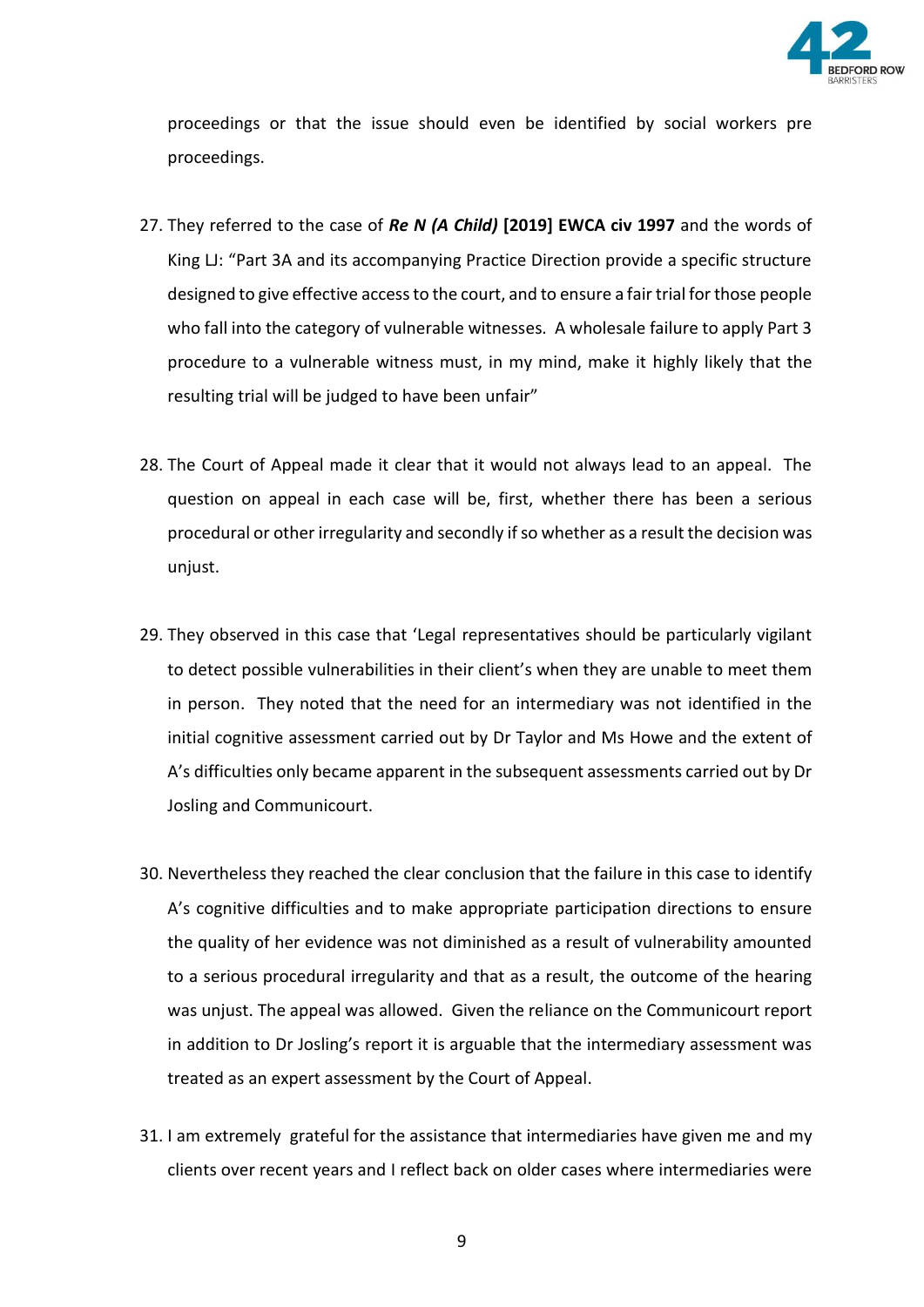proceedings or that the issue should even be identified by social workers pre proceedings.

27. They referred to the case of ***Re N (A Child)*** **[2019] EWCA civ 1997** and the words of King LJ: "Part 3A and its accompanying Practice Direction provide a specific structure designed to give effective access to the court, and to ensure a fair trial for those people who fall into the category of vulnerable witnesses. A wholesale failure to apply Part 3 procedure to a vulnerable witness must, in my mind, make it highly likely that the resulting trial will be judged to have been unfair"

28. The Court of Appeal made it clear that it would not always lead to an appeal. The question on appeal in each case will be, first, whether there has been a serious procedural or other irregularity and secondly if so whether as a result the decision was unjust.

29. They observed in this case that 'Legal representatives should be particularly vigilant to detect possible vulnerabilities in their client's when they are unable to meet them in person. They noted that the need for an intermediary was not identified in the initial cognitive assessment carried out by Dr Taylor and Ms Howe and the extent of A's difficulties only became apparent in the subsequent assessments carried out by Dr Josling and Communicourt.

30. Nevertheless they reached the clear conclusion that the failure in this case to identify A's cognitive difficulties and to make appropriate participation directions to ensure the quality of her evidence was not diminished as a result of vulnerability amounted to a serious procedural irregularity and that as a result, the outcome of the hearing was unjust. The appeal was allowed. Given the reliance on the Communicourt report in addition to Dr Josling's report it is arguable that the intermediary assessment was treated as an expert assessment by the Court of Appeal.

31. I am extremely grateful for the assistance that intermediaries have given me and my clients over recent years and I reflect back on older cases where intermediaries were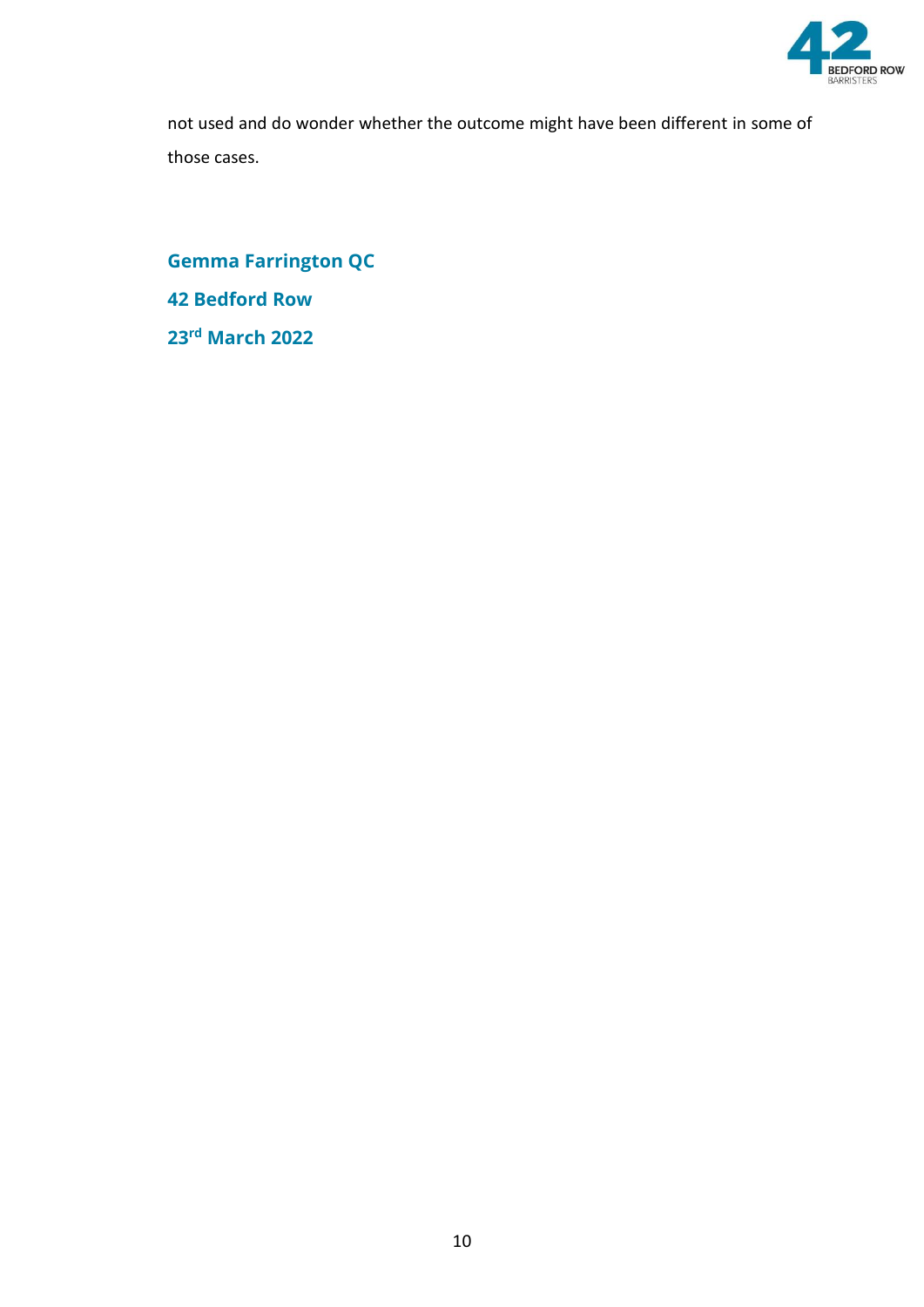not used and do wonder whether the outcome might have been different in some of those cases.

**Gemma Farrington QC**

**42 Bedford Row**

**23rd March 2022**